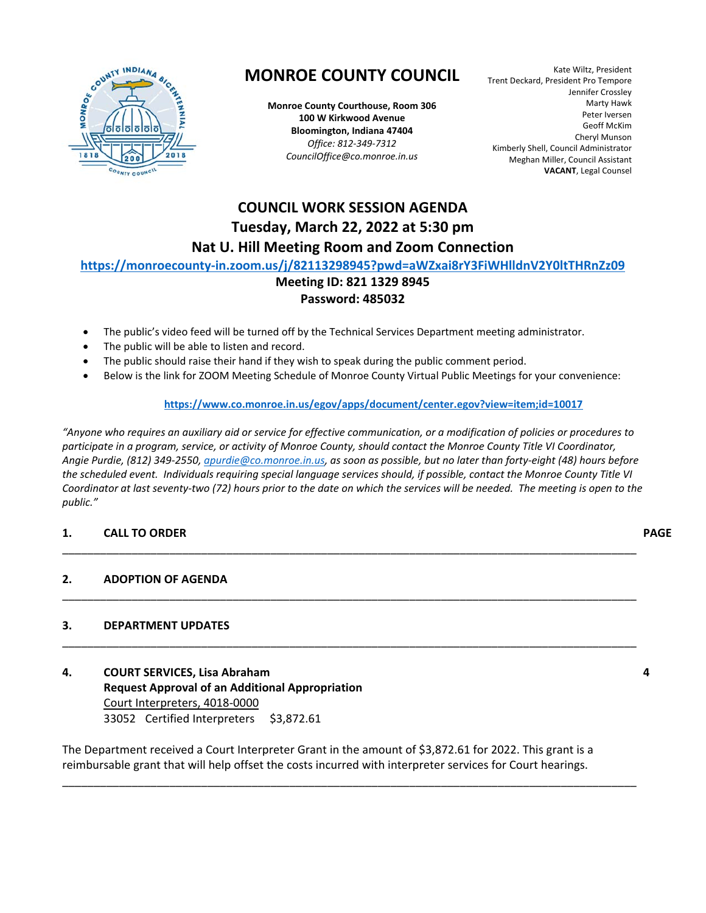# MONROE COUNTY COUNCIL

**Monroe County Courthouse, Room 306**
**100 W Kirkwood Avenue**
**Bloomington, Indiana 47404**
*Office: 812-349-7312*
*CouncilOffice@co.monroe.in.us*

Kate Wiltz, President
Trent Deckard, President Pro Tempore
Jennifer Crossley
Marty Hawk
Peter Iversen
Geoff McKim
Cheryl Munson
Kimberly Shell, Council Administrator
Meghan Miller, Council Assistant
**VACANT**, Legal Counsel

## COUNCIL WORK SESSION AGENDA
## Tuesday, March 22, 2022 at 5:30 pm
## Nat U. Hill Meeting Room and Zoom Connection

https://monroecounty-in.zoom.us/j/82113298945?pwd=aWZxai8rY3FiWHlldnV2Y0ltTHRnZz09

**Meeting ID: 821 1329 8945**
**Password: 485032**

- The public's video feed will be turned off by the Technical Services Department meeting administrator.
- The public will be able to listen and record.
- The public should raise their hand if they wish to speak during the public comment period.
- Below is the link for ZOOM Meeting Schedule of Monroe County Virtual Public Meetings for your convenience:

https://www.co.monroe.in.us/egov/apps/document/center.egov?view=item;id=10017

*"Anyone who requires an auxiliary aid or service for effective communication, or a modification of policies or procedures to participate in a program, service, or activity of Monroe County, should contact the Monroe County Title VI Coordinator, Angie Purdie, (812) 349-2550, apurdie@co.monroe.in.us, as soon as possible, but no later than forty-eight (48) hours before the scheduled event. Individuals requiring special language services should, if possible, contact the Monroe County Title VI Coordinator at last seventy-two (72) hours prior to the date on which the services will be needed. The meeting is open to the public."*

**1. CALL TO ORDER** **PAGE**

---

**2. ADOPTION OF AGENDA**

---

**3. DEPARTMENT UPDATES**

---

**4. COURT SERVICES, Lisa Abraham** **4**
**Request Approval of an Additional Appropriation**
Court Interpreters, 4018-0000
33052 Certified Interpreters $3,872.61

The Department received a Court Interpreter Grant in the amount of $3,872.61 for 2022. This grant is a reimbursable grant that will help offset the costs incurred with interpreter services for Court hearings.

---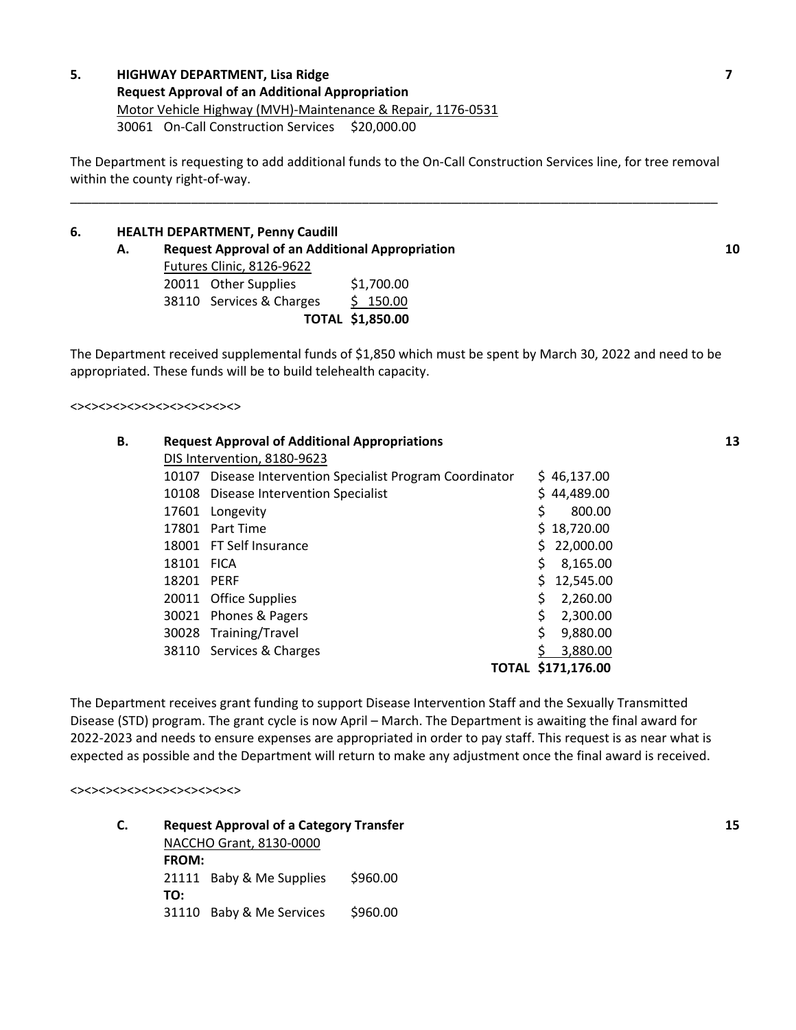**5. HIGHWAY DEPARTMENT, Lisa Ridge** **7**

**Request Approval of an Additional Appropriation**

Motor Vehicle Highway (MVH)-Maintenance & Repair, 1176-0531

30061 On-Call Construction Services $20,000.00

The Department is requesting to add additional funds to the On-Call Construction Services line, for tree removal within the county right-of-way.

---

**6. HEALTH DEPARTMENT, Penny Caudill**

**A. Request Approval of an Additional Appropriation** **10**

Futures Clinic, 8126-9622

| | | |
|---|---|---|
| 20011 | Other Supplies | $1,700.00 |
| 38110 | Services & Charges | $ 150.00 |
| | **TOTAL** | **$1,850.00** |

The Department received supplemental funds of $1,850 which must be spent by March 30, 2022 and need to be appropriated. These funds will be to build telehealth capacity.

<><><><><><><><><><><>

**B. Request Approval of Additional Appropriations** **13**

DIS Intervention, 8180-9623

| | | |
|---|---|---|
| 10107 | Disease Intervention Specialist Program Coordinator | $ 46,137.00 |
| 10108 | Disease Intervention Specialist | $ 44,489.00 |
| 17601 | Longevity | $ 800.00 |
| 17801 | Part Time | $ 18,720.00 |
| 18001 | FT Self Insurance | $ 22,000.00 |
| 18101 | FICA | $ 8,165.00 |
| 18201 | PERF | $ 12,545.00 |
| 20011 | Office Supplies | $ 2,260.00 |
| 30021 | Phones & Pagers | $ 2,300.00 |
| 30028 | Training/Travel | $ 9,880.00 |
| 38110 | Services & Charges | $ 3,880.00 |
| | **TOTAL** | **$171,176.00** |

The Department receives grant funding to support Disease Intervention Staff and the Sexually Transmitted Disease (STD) program. The grant cycle is now April – March. The Department is awaiting the final award for 2022-2023 and needs to ensure expenses are appropriated in order to pay staff. This request is as near what is expected as possible and the Department will return to make any adjustment once the final award is received.

<><><><><><><><><><><>

**C. Request Approval of a Category Transfer** **15**

NACCHO Grant, 8130-0000

**FROM:**

21111 Baby & Me Supplies $960.00

**TO:**

31110 Baby & Me Services $960.00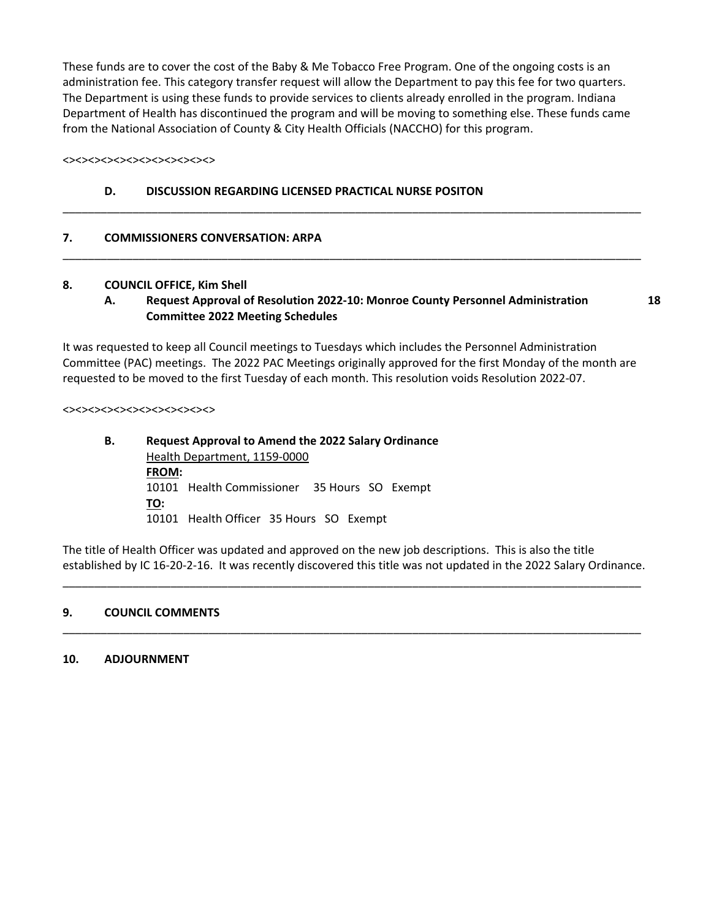These funds are to cover the cost of the Baby & Me Tobacco Free Program. One of the ongoing costs is an administration fee. This category transfer request will allow the Department to pay this fee for two quarters. The Department is using these funds to provide services to clients already enrolled in the program. Indiana Department of Health has discontinued the program and will be moving to something else. These funds came from the National Association of County & City Health Officials (NACCHO) for this program.

<><><><><><><><><><><>

**D. DISCUSSION REGARDING LICENSED PRACTICAL NURSE POSITON**

---

**7. COMMISSIONERS CONVERSATION: ARPA**

---

**8. COUNCIL OFFICE, Kim Shell**

**A. Request Approval of Resolution 2022-10: Monroe County Personnel Administration Committee 2022 Meeting Schedules** **18**

It was requested to keep all Council meetings to Tuesdays which includes the Personnel Administration Committee (PAC) meetings. The 2022 PAC Meetings originally approved for the first Monday of the month are requested to be moved to the first Tuesday of each month. This resolution voids Resolution 2022-07.

<><><><><><><><><><><>

**B. Request Approval to Amend the 2022 Salary Ordinance**

Health Department, 1159-0000

**FROM:**

10101 Health Commissioner 35 Hours SO Exempt

**TO:**

10101 Health Officer 35 Hours SO Exempt

The title of Health Officer was updated and approved on the new job descriptions. This is also the title established by IC 16-20-2-16. It was recently discovered this title was not updated in the 2022 Salary Ordinance.

---

**9. COUNCIL COMMENTS**

---

**10. ADJOURNMENT**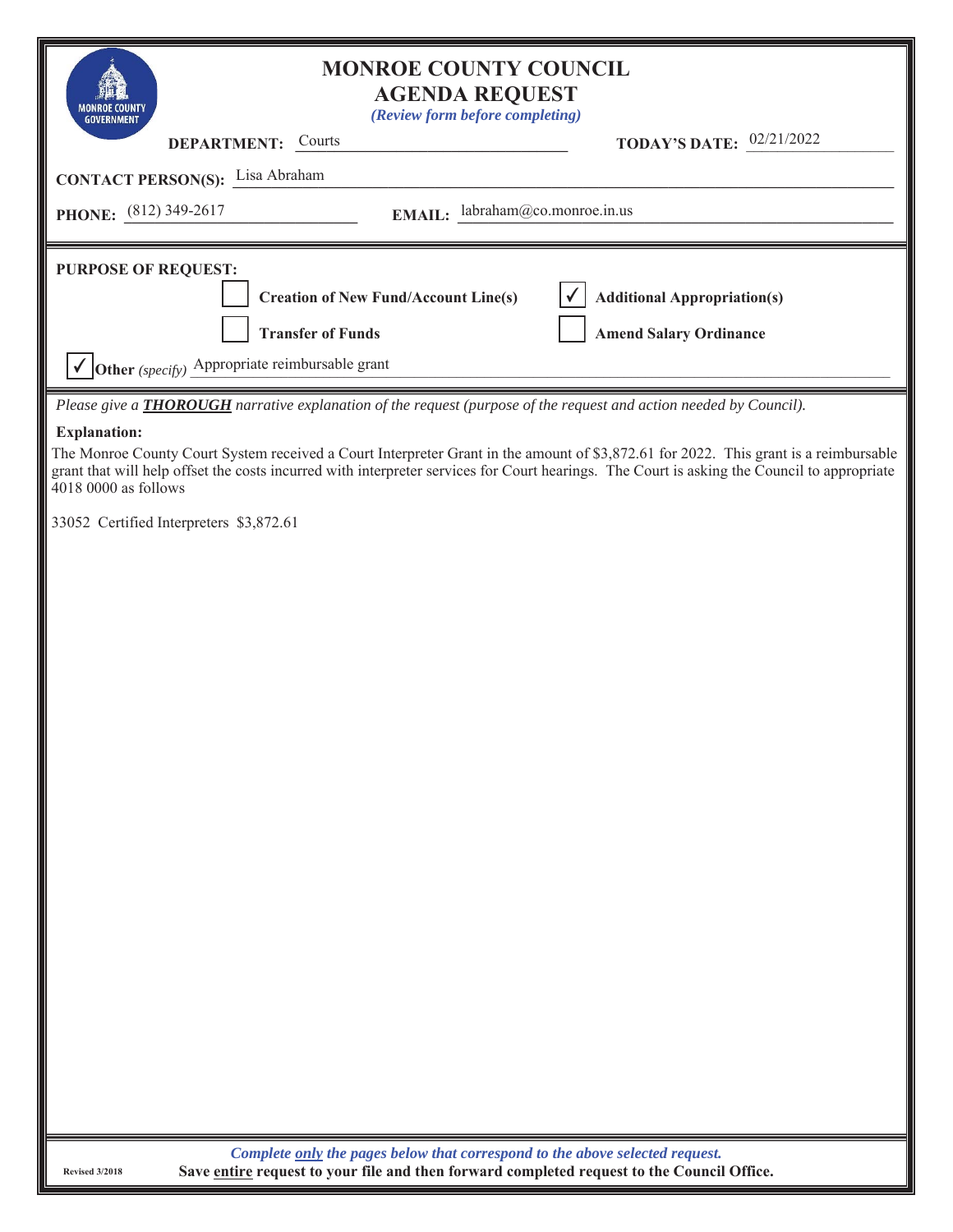# MONROE COUNTY COUNCIL
## AGENDA REQUEST
*(Review form before completing)*

**DEPARTMENT:** Courts **TODAY'S DATE:** 02/21/2022

**CONTACT PERSON(S):** Lisa Abraham

**PHONE:** (812) 349-2617 **EMAIL:** labraham@co.monroe.in.us

**PURPOSE OF REQUEST:**

- [ ] **Creation of New Fund/Account Line(s)**
- [x] **Additional Appropriation(s)**
- [ ] **Transfer of Funds**
- [ ] **Amend Salary Ordinance**
- [x] **Other** *(specify)* Appropriate reimbursable grant

*Please give a **THOROUGH** narrative explanation of the request (purpose of the request and action needed by Council).*

**Explanation:**

The Monroe County Court System received a Court Interpreter Grant in the amount of $3,872.61 for 2022. This grant is a reimbursable grant that will help offset the costs incurred with interpreter services for Court hearings. The Court is asking the Council to appropriate 4018 0000 as follows

33052 Certified Interpreters $3,872.61

*Complete only the pages below that correspond to the above selected request.*

**Save entire request to your file and then forward completed request to the Council Office.**

Revised 3/2018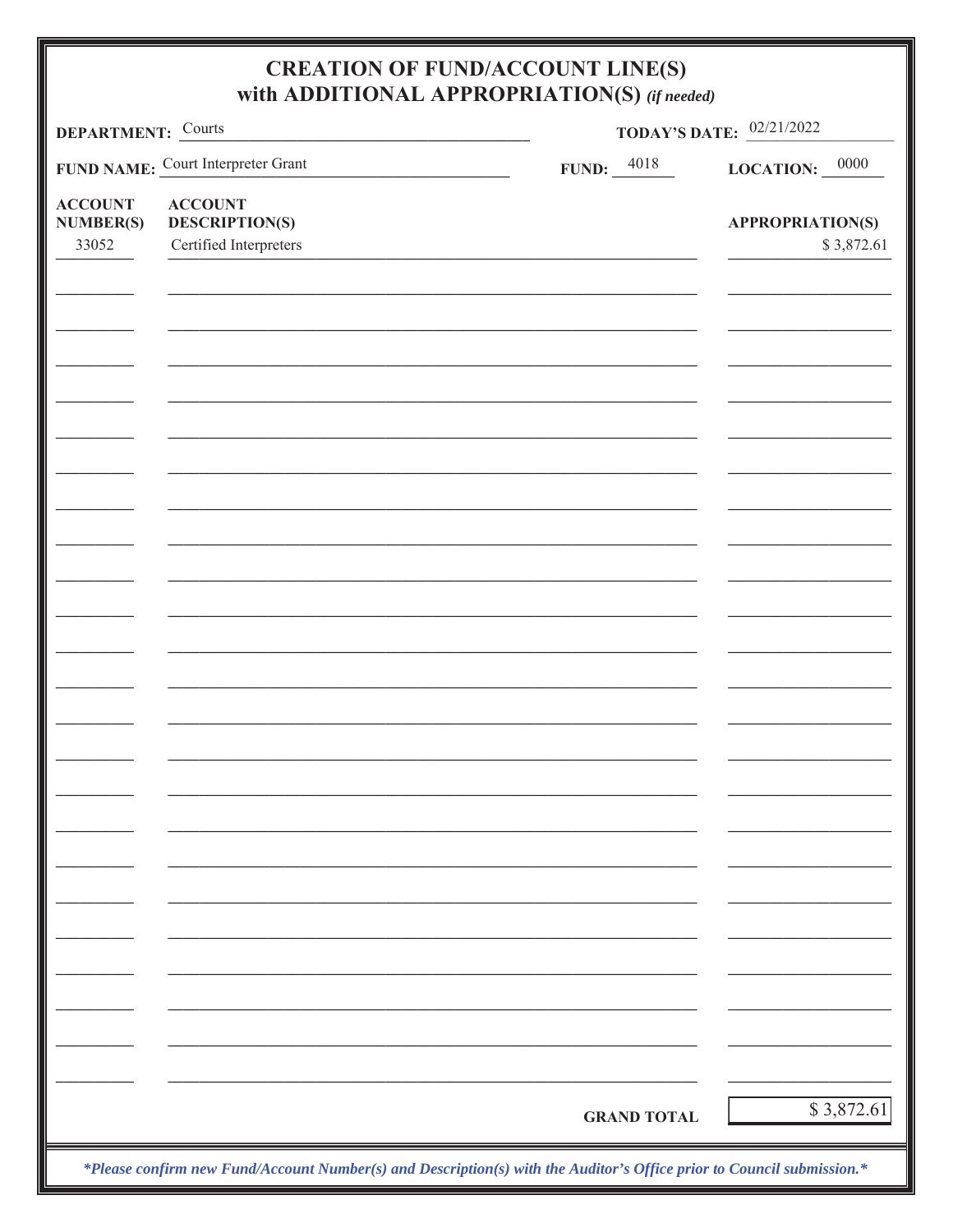# CREATION OF FUND/ACCOUNT LINE(S) with ADDITIONAL APPROPRIATION(S) *(if needed)*

**DEPARTMENT:** Courts

**TODAY'S DATE:** 02/21/2022

**FUND NAME:** Court Interpreter Grant

**FUND:** 4018

**LOCATION:** 0000

| ACCOUNT NUMBER(S) | ACCOUNT DESCRIPTION(S) | APPROPRIATION(S) |
|---|---|---|
| 33052 | Certified Interpreters | $ 3,872.61 |
| | | |
| | **GRAND TOTAL** | $ 3,872.61 |

***Please confirm new Fund/Account Number(s) and Description(s) with the Auditor's Office prior to Council submission.***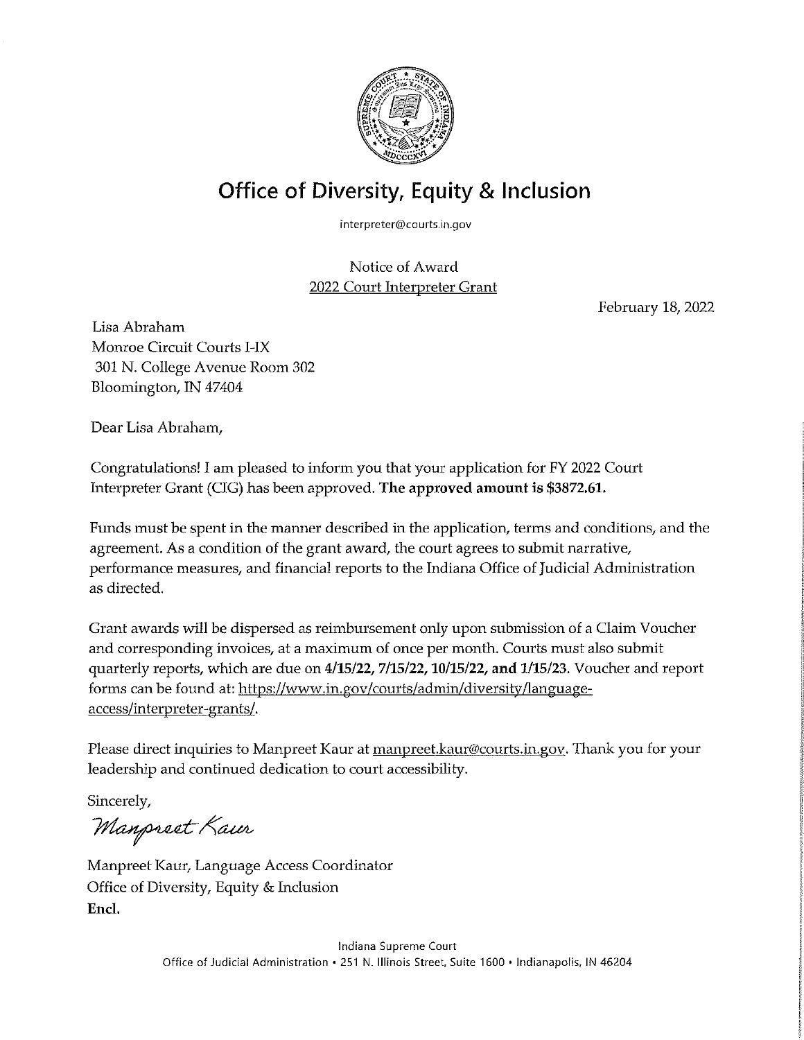# Office of Diversity, Equity & Inclusion

interpreter@courts.in.gov

Notice of Award
2022 Court Interpreter Grant

February 18, 2022

Lisa Abraham
Monroe Circuit Courts I-IX
301 N. College Avenue Room 302
Bloomington, IN 47404

Dear Lisa Abraham,

Congratulations! I am pleased to inform you that your application for FY 2022 Court Interpreter Grant (CIG) has been approved. **The approved amount is $3872.61.**

Funds must be spent in the manner described in the application, terms and conditions, and the agreement. As a condition of the grant award, the court agrees to submit narrative, performance measures, and financial reports to the Indiana Office of Judicial Administration as directed.

Grant awards will be dispersed as reimbursement only upon submission of a Claim Voucher and corresponding invoices, at a maximum of once per month. Courts must also submit quarterly reports, which are due on **4/15/22, 7/15/22, 10/15/22, and 1/15/23**. Voucher and report forms can be found at: https://www.in.gov/courts/admin/diversity/language-access/interpreter-grants/.

Please direct inquiries to Manpreet Kaur at manpreet.kaur@courts.in.gov. Thank you for your leadership and continued dedication to court accessibility.

Sincerely,

*Manpreet Kaur*

Manpreet Kaur, Language Access Coordinator
Office of Diversity, Equity & Inclusion
**Encl.**

Indiana Supreme Court
Office of Judicial Administration • 251 N. Illinois Street, Suite 1600 • Indianapolis, IN 46204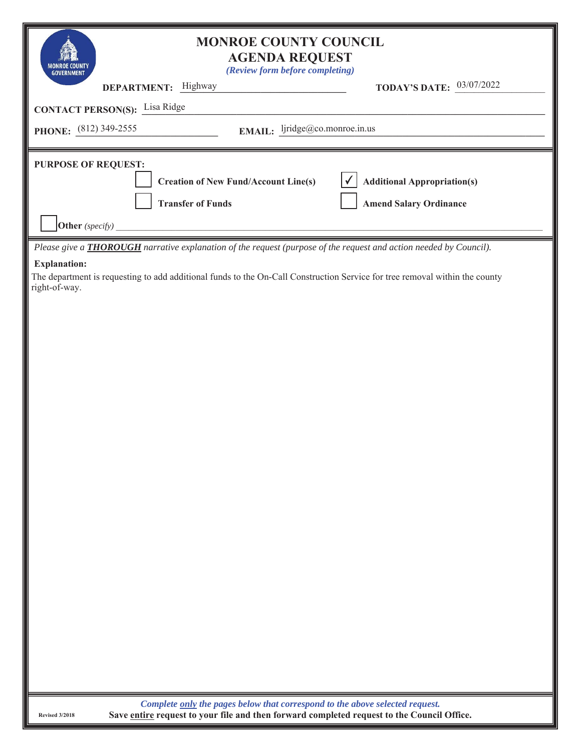# MONROE COUNTY COUNCIL
## AGENDA REQUEST
*(Review form before completing)*

**DEPARTMENT:** Highway **TODAY'S DATE:** 03/07/2022

**CONTACT PERSON(S):** Lisa Ridge

**PHONE:** (812) 349-2555 **EMAIL:** ljridge@co.monroe.in.us

**PURPOSE OF REQUEST:**

- [ ] **Creation of New Fund/Account Line(s)**
- [x] **Additional Appropriation(s)**
- [ ] **Transfer of Funds**
- [ ] **Amend Salary Ordinance**
- [ ] **Other** *(specify)*

*Please give a **THOROUGH** narrative explanation of the request (purpose of the request and action needed by Council).*

**Explanation:**

The department is requesting to add additional funds to the On-Call Construction Service for tree removal within the county right-of-way.

*Complete only the pages below that correspond to the above selected request.*

**Save entire request to your file and then forward completed request to the Council Office.**

Revised 3/2018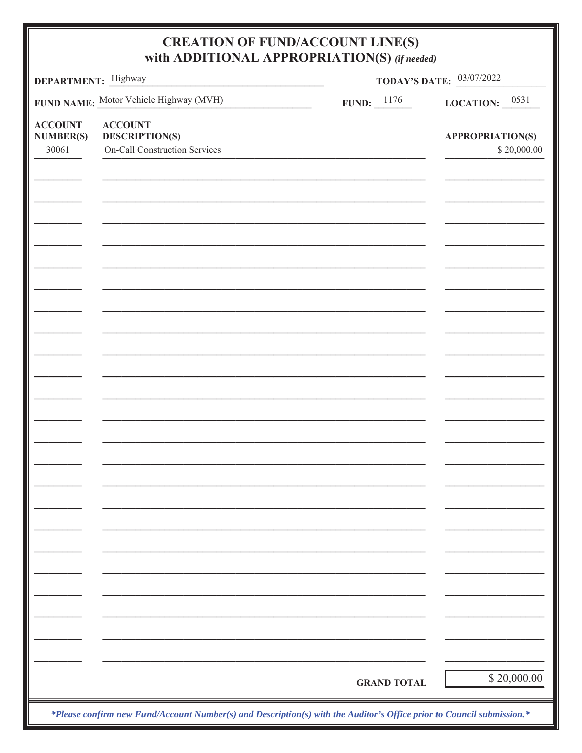# CREATION OF FUND/ACCOUNT LINE(S) with ADDITIONAL APPROPRIATION(S) *(if needed)*

**DEPARTMENT:** Highway

**TODAY'S DATE:** 03/07/2022

**FUND NAME:** Motor Vehicle Highway (MVH)

**FUND:** 1176

**LOCATION:** 0531

| ACCOUNT NUMBER(S) | ACCOUNT DESCRIPTION(S) | APPROPRIATION(S) |
|---|---|---|
| 30061 | On-Call Construction Services | $ 20,000.00 |
| | **GRAND TOTAL** | $ 20,000.00 |

***Please confirm new Fund/Account Number(s) and Description(s) with the Auditor's Office prior to Council submission.***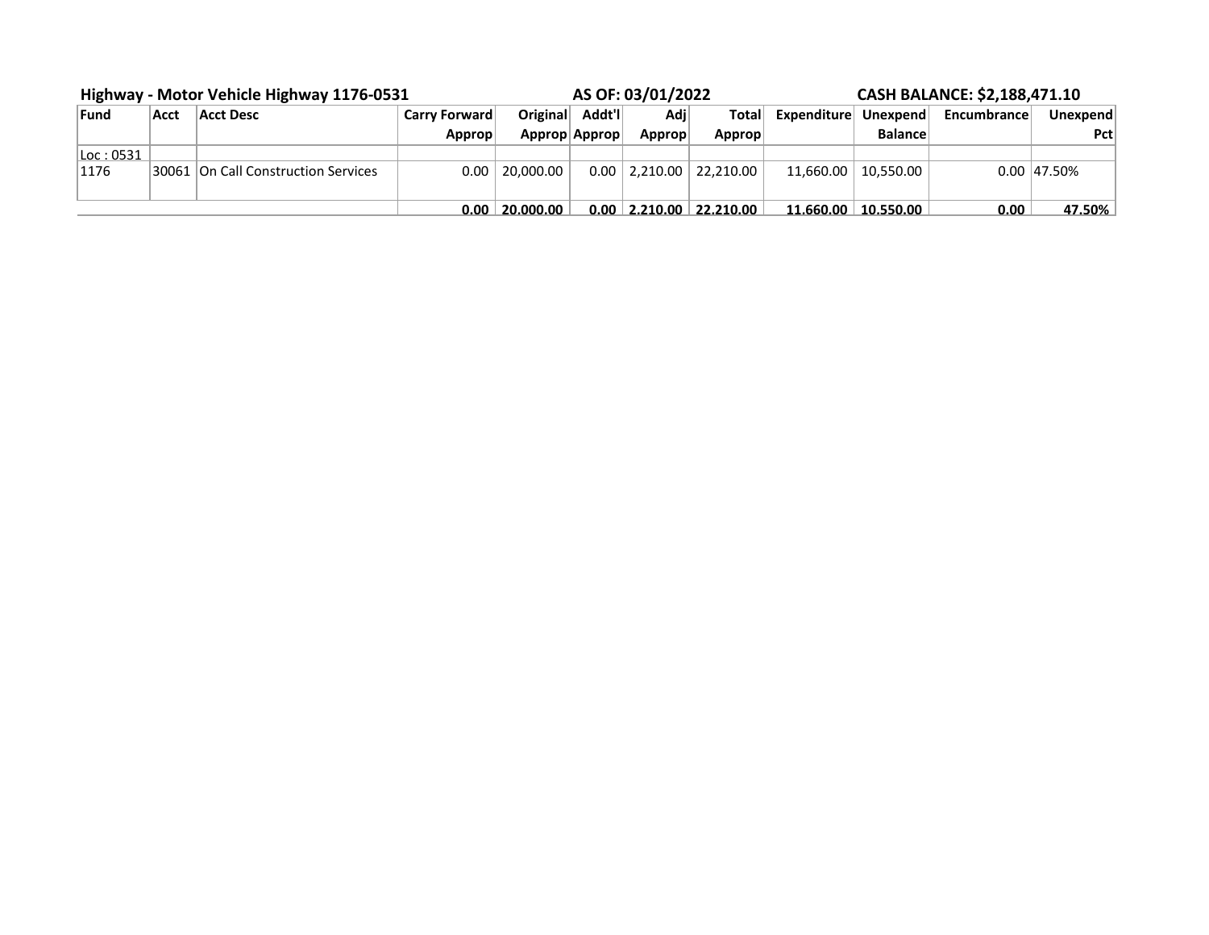**Highway - Motor Vehicle Highway 1176-0531** **AS OF: 03/01/2022** **CASH BALANCE: $2,188,471.10**

| Fund | Acct | Acct Desc | Carry Forward Approp | Original Approp | Addt'l Approp | Adj Approp | Total Approp | Expenditure | Unexpend Balance | Encumbrance | Unexpend Pct |
|---|---|---|---|---|---|---|---|---|---|---|---|
| Loc : 0531 | | | | | | | | | | | |
| 1176 | 30061 | On Call Construction Services | 0.00 | 20,000.00 | 0.00 | 2,210.00 | 22,210.00 | 11,660.00 | 10,550.00 | 0.00 | 47.50% |
| | | | **0.00** | **20,000.00** | **0.00** | **2,210.00** | **22,210.00** | **11,660.00** | **10,550.00** | **0.00** | **47.50%** |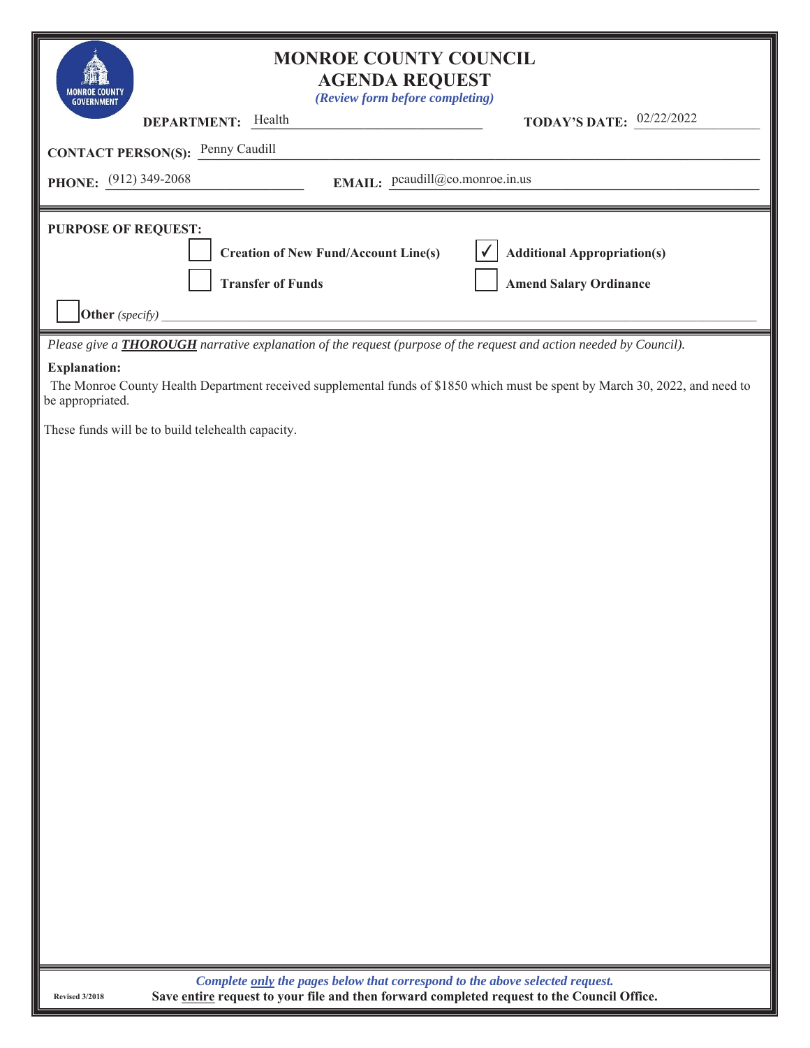# MONROE COUNTY COUNCIL
## AGENDA REQUEST

*(Review form before completing)*

**DEPARTMENT:** Health **TODAY'S DATE:** 02/22/2022

**CONTACT PERSON(S):** Penny Caudill

**PHONE:** (912) 349-2068 **EMAIL:** pcaudill@co.monroe.in.us

**PURPOSE OF REQUEST:**

- [ ] **Creation of New Fund/Account Line(s)**
- [x] **Additional Appropriation(s)**
- [ ] **Transfer of Funds**
- [ ] **Amend Salary Ordinance**
- [ ] **Other** *(specify)*

*Please give a **THOROUGH** narrative explanation of the request (purpose of the request and action needed by Council).*

**Explanation:**

The Monroe County Health Department received supplemental funds of $1850 which must be spent by March 30, 2022, and need to be appropriated.

These funds will be to build telehealth capacity.

*Complete only the pages below that correspond to the above selected request.*

**Save entire request to your file and then forward completed request to the Council Office.**

Revised 3/2018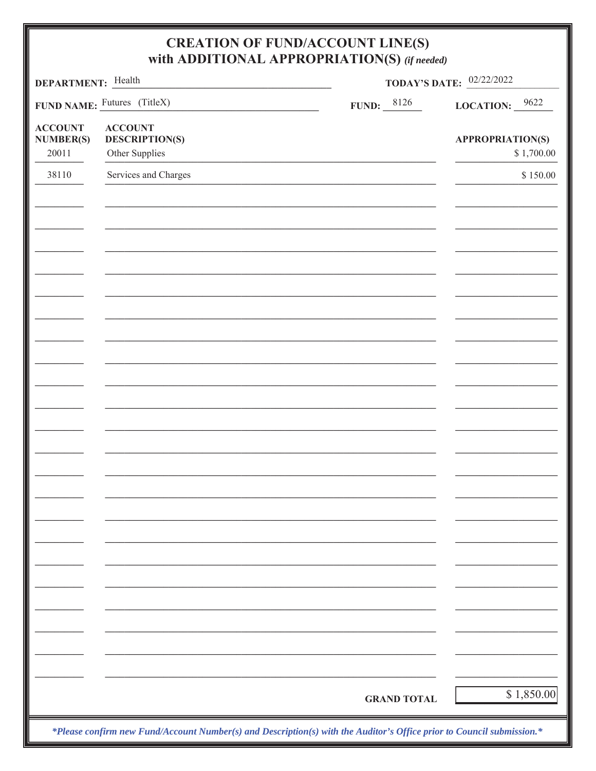# CREATION OF FUND/ACCOUNT LINE(S) with ADDITIONAL APPROPRIATION(S) *(if needed)*

**DEPARTMENT:** Health

**TODAY'S DATE:** 02/22/2022

**FUND NAME:** Futures (TitleX)

**FUND:** 8126

**LOCATION:** 9622

| ACCOUNT NUMBER(S) | ACCOUNT DESCRIPTION(S) | APPROPRIATION(S) |
|---|---|---|
| 20011 | Other Supplies | $ 1,700.00 |
| 38110 | Services and Charges | $ 150.00 |
| | **GRAND TOTAL** | $ 1,850.00 |

***Please confirm new Fund/Account Number(s) and Description(s) with the Auditor's Office prior to Council submission.***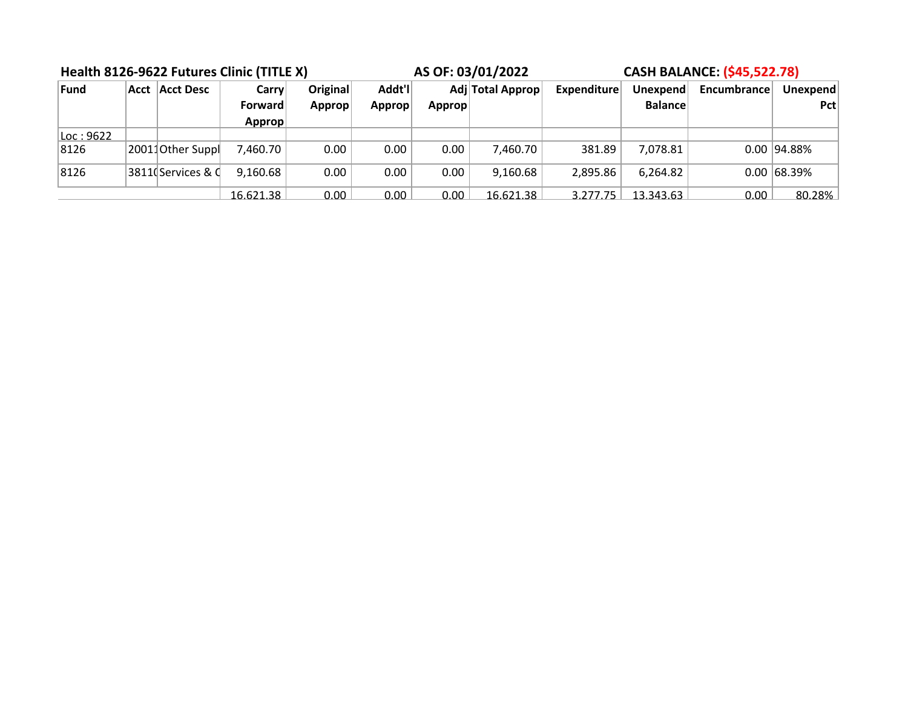**Health 8126-9622 Futures Clinic (TITLE X)** **AS OF: 03/01/2022** **CASH BALANCE: ($45,522.78)**

| Fund | Acct | Acct Desc | Carry Forward Approp | Original Approp | Addt'l Approp | Adj Approp | Total Approp | Expenditure | Unexpend Balance | Encumbrance | Unexpend Pct |
|---|---|---|---|---|---|---|---|---|---|---|---|
| Loc : 9622 | | | | | | | | | | | |
| 8126 | 20011 | Other Suppl | 7,460.70 | 0.00 | 0.00 | 0.00 | 7,460.70 | 381.89 | 7,078.81 | 0.00 | 94.88% |
| 8126 | 38110 | Services & C | 9,160.68 | 0.00 | 0.00 | 0.00 | 9,160.68 | 2,895.86 | 6,264.82 | 0.00 | 68.39% |
| | | | 16,621.38 | 0.00 | 0.00 | 0.00 | 16,621.38 | 3,277.75 | 13,343.63 | 0.00 | 80.28% |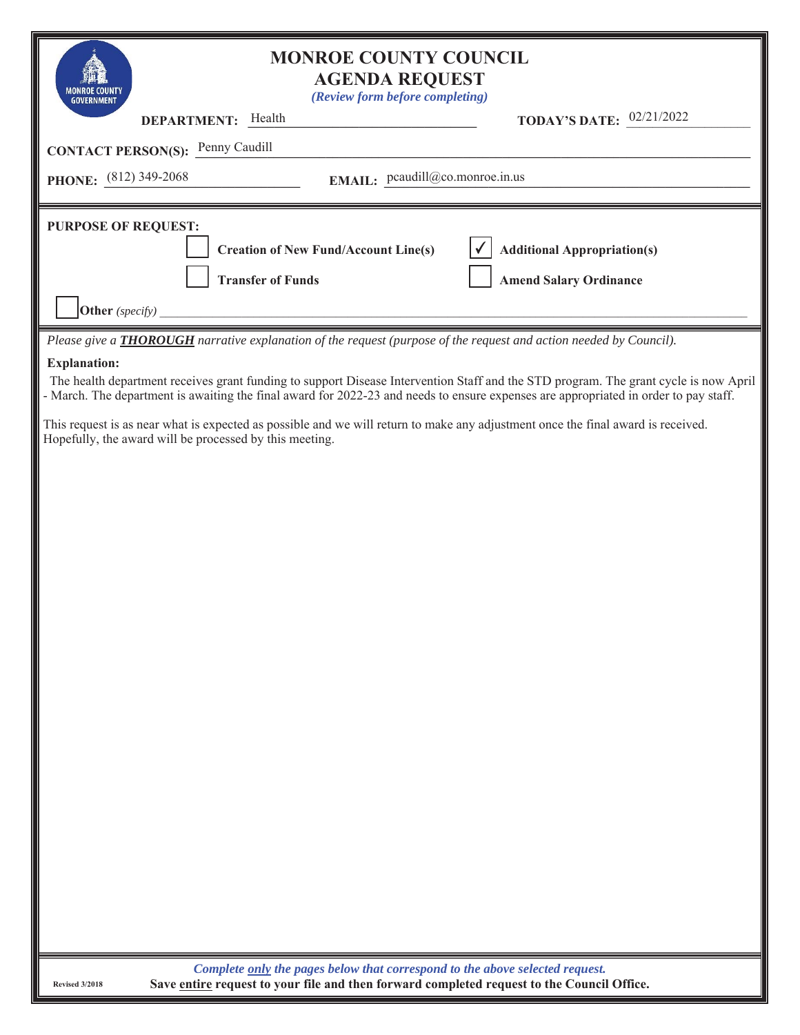# MONROE COUNTY COUNCIL
## AGENDA REQUEST

*(Review form before completing)*

**DEPARTMENT:** Health **TODAY'S DATE:** 02/21/2022

**CONTACT PERSON(S):** Penny Caudill

**PHONE:** (812) 349-2068 **EMAIL:** pcaudill@co.monroe.in.us

**PURPOSE OF REQUEST:**

- ☐ **Creation of New Fund/Account Line(s)**
- ☑ **Additional Appropriation(s)**
- ☐ **Transfer of Funds**
- ☐ **Amend Salary Ordinance**
- ☐ **Other** *(specify)* ______

*Please give a **THOROUGH** narrative explanation of the request (purpose of the request and action needed by Council).*

**Explanation:**

The health department receives grant funding to support Disease Intervention Staff and the STD program. The grant cycle is now April - March. The department is awaiting the final award for 2022-23 and needs to ensure expenses are appropriated in order to pay staff.

This request is as near what is expected as possible and we will return to make any adjustment once the final award is received. Hopefully, the award will be processed by this meeting.

*Complete only the pages below that correspond to the above selected request.*

**Save entire request to your file and then forward completed request to the Council Office.**

Revised 3/2018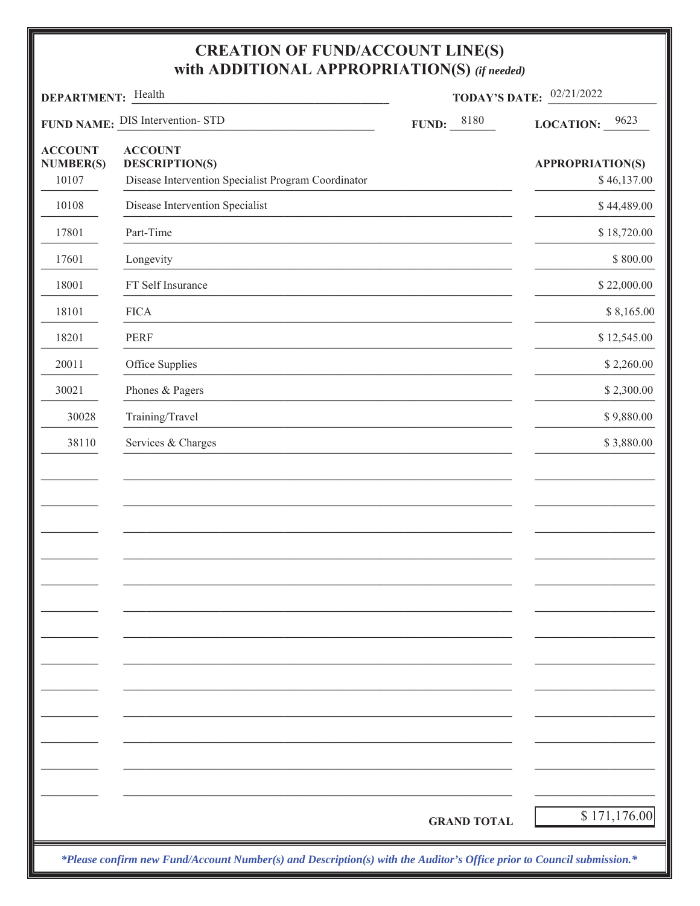# CREATION OF FUND/ACCOUNT LINE(S) with ADDITIONAL APPROPRIATION(S) *(if needed)*

**DEPARTMENT:** Health **TODAY'S DATE:** 02/21/2022

**FUND NAME:** DIS Intervention- STD **FUND:** 8180 **LOCATION:** 9623

| ACCOUNT NUMBER(S) | ACCOUNT DESCRIPTION(S) | APPROPRIATION(S) |
|---|---|---|
| 10107 | Disease Intervention Specialist Program Coordinator | $ 46,137.00 |
| 10108 | Disease Intervention Specialist | $ 44,489.00 |
| 17801 | Part-Time | $ 18,720.00 |
| 17601 | Longevity | $ 800.00 |
| 18001 | FT Self Insurance | $ 22,000.00 |
| 18101 | FICA | $ 8,165.00 |
| 18201 | PERF | $ 12,545.00 |
| 20011 | Office Supplies | $ 2,260.00 |
| 30021 | Phones & Pagers | $ 2,300.00 |
| 30028 | Training/Travel | $ 9,880.00 |
| 38110 | Services & Charges | $ 3,880.00 |
| | **GRAND TOTAL** | $ 171,176.00 |

***Please confirm new Fund/Account Number(s) and Description(s) with the Auditor's Office prior to Council submission.***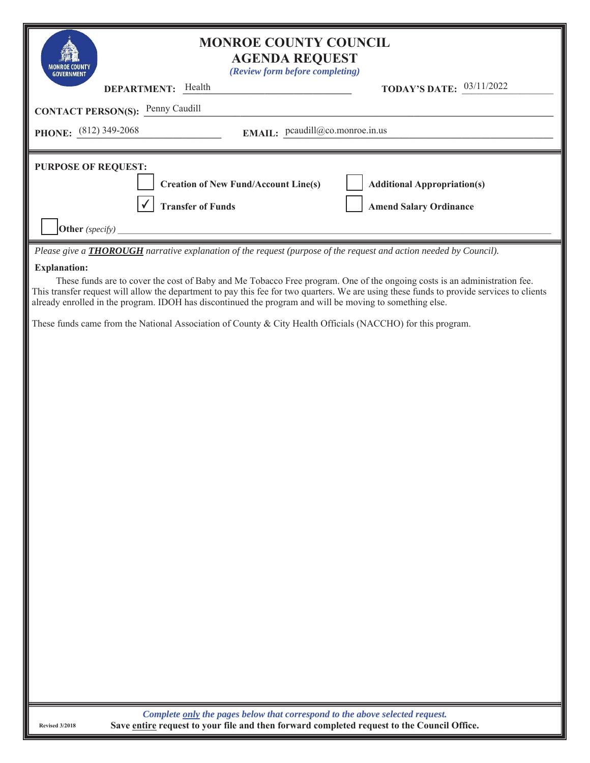# MONROE COUNTY COUNCIL
## AGENDA REQUEST

*(Review form before completing)*

**DEPARTMENT:** Health **TODAY'S DATE:** 03/11/2022

**CONTACT PERSON(S):** Penny Caudill

**PHONE:** (812) 349-2068 **EMAIL:** pcaudill@co.monroe.in.us

**PURPOSE OF REQUEST:**

- [ ] **Creation of New Fund/Account Line(s)**
- [ ] **Additional Appropriation(s)**
- [x] **Transfer of Funds**
- [ ] **Amend Salary Ordinance**
- [ ] **Other** *(specify)*

*Please give a* ***THOROUGH*** *narrative explanation of the request (purpose of the request and action needed by Council).*

**Explanation:**

These funds are to cover the cost of Baby and Me Tobacco Free program. One of the ongoing costs is an administration fee. This transfer request will allow the department to pay this fee for two quarters. We are using these funds to provide services to clients already enrolled in the program. IDOH has discontinued the program and will be moving to something else.

These funds came from the National Association of County & City Health Officials (NACCHO) for this program.

*Complete only the pages below that correspond to the above selected request.*

**Save entire request to your file and then forward completed request to the Council Office.**

Revised 3/2018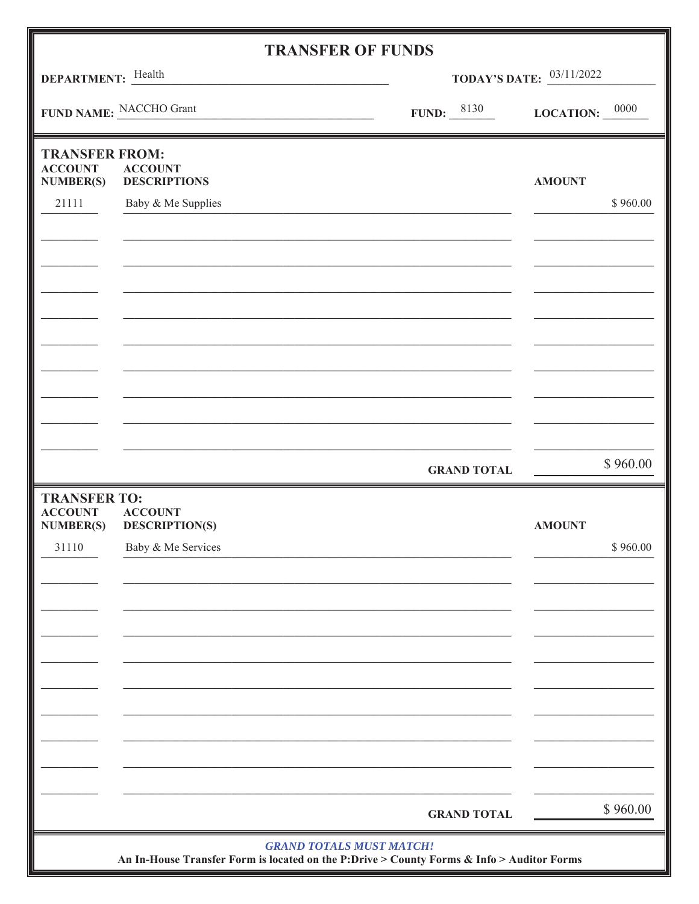# TRANSFER OF FUNDS

**DEPARTMENT:** Health

**TODAY'S DATE:** 03/11/2022

**FUND NAME:** NACCHO Grant

**FUND:** 8130

**LOCATION:** 0000

## TRANSFER FROM:

| ACCOUNT NUMBER(S) | ACCOUNT DESCRIPTIONS | AMOUNT |
|---|---|---|
| 21111 | Baby & Me Supplies | $ 960.00 |
| | **GRAND TOTAL** | $ 960.00 |

## TRANSFER TO:

| ACCOUNT NUMBER(S) | ACCOUNT DESCRIPTION(S) | AMOUNT |
|---|---|---|
| 31110 | Baby & Me Services | $ 960.00 |
| | **GRAND TOTAL** | $ 960.00 |

***GRAND TOTALS MUST MATCH!***

**An In-House Transfer Form is located on the P:Drive > County Forms & Info > Auditor Forms**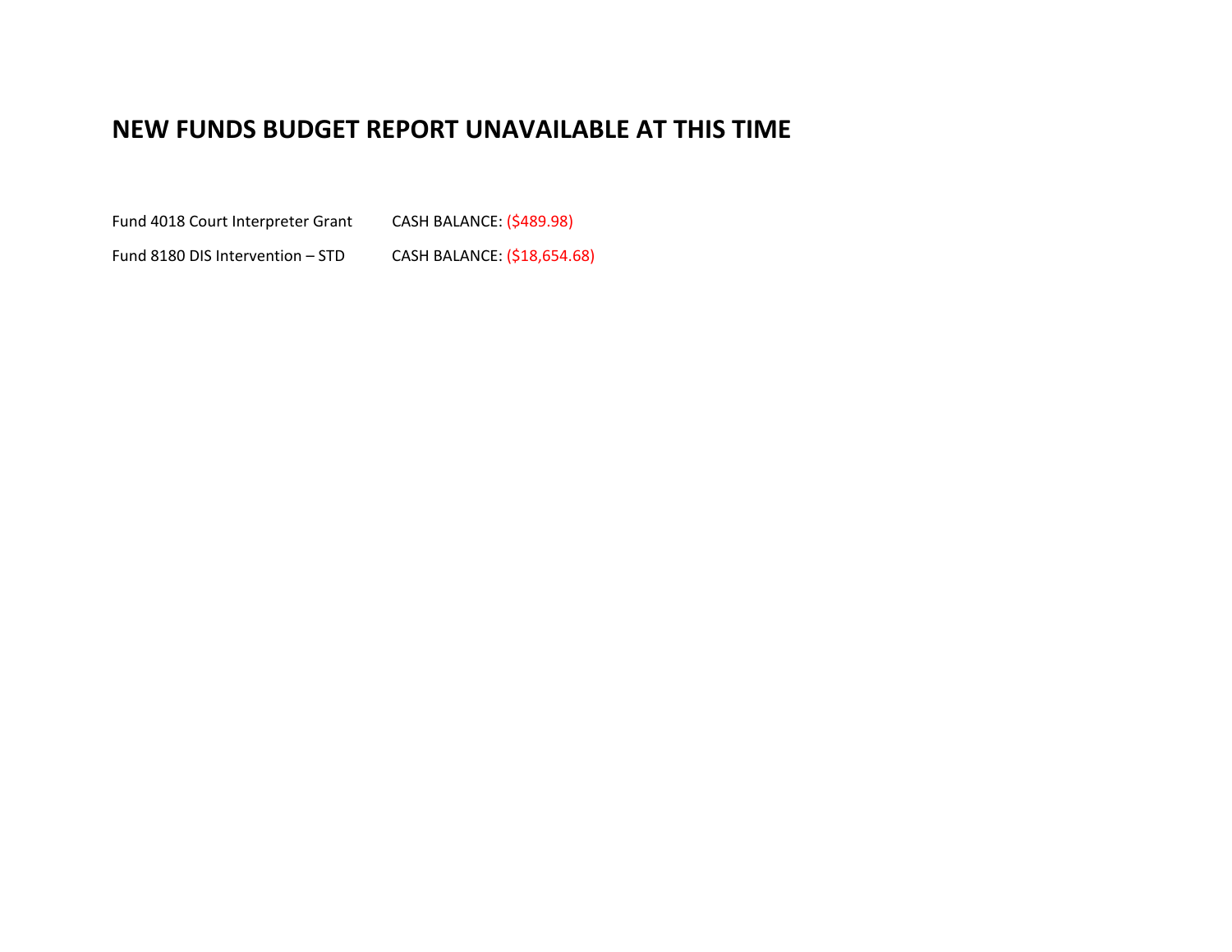# NEW FUNDS BUDGET REPORT UNAVAILABLE AT THIS TIME

Fund 4018 Court Interpreter Grant    CASH BALANCE: ($489.98)

Fund 8180 DIS Intervention – STD    CASH BALANCE: ($18,654.68)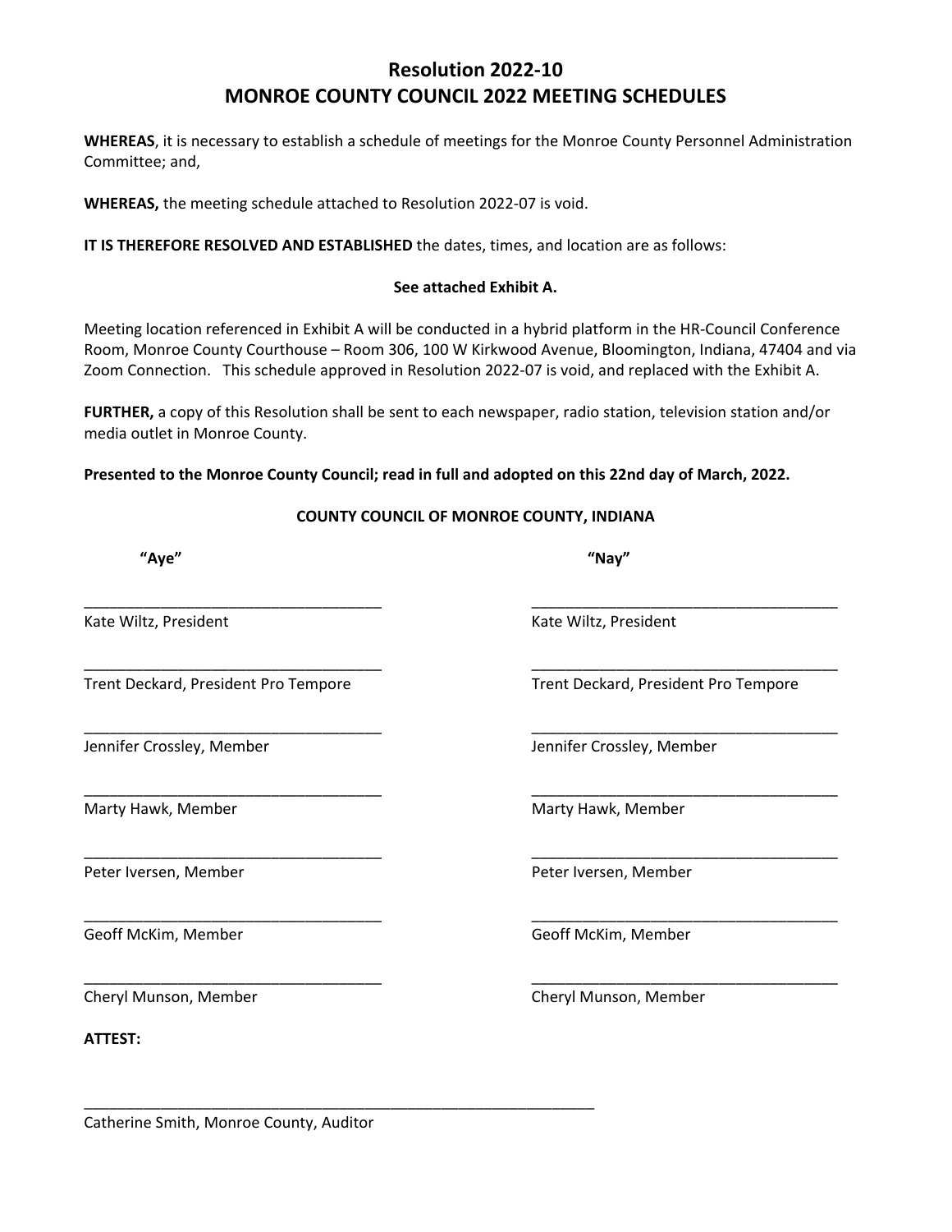# Resolution 2022-10
# MONROE COUNTY COUNCIL 2022 MEETING SCHEDULES

**WHEREAS**, it is necessary to establish a schedule of meetings for the Monroe County Personnel Administration Committee; and,

**WHEREAS,** the meeting schedule attached to Resolution 2022-07 is void.

**IT IS THEREFORE RESOLVED AND ESTABLISHED** the dates, times, and location are as follows:

**See attached Exhibit A.**

Meeting location referenced in Exhibit A will be conducted in a hybrid platform in the HR-Council Conference Room, Monroe County Courthouse – Room 306, 100 W Kirkwood Avenue, Bloomington, Indiana, 47404 and via Zoom Connection. This schedule approved in Resolution 2022-07 is void, and replaced with the Exhibit A.

**FURTHER,** a copy of this Resolution shall be sent to each newspaper, radio station, television station and/or media outlet in Monroe County.

**Presented to the Monroe County Council; read in full and adopted on this 22nd day of March, 2022.**

**COUNTY COUNCIL OF MONROE COUNTY, INDIANA**

| **"Aye"** | **"Nay"** |
|---|---|
| ___________________________________ | ___________________________________ |
| Kate Wiltz, President | Kate Wiltz, President |
| ___________________________________ | ___________________________________ |
| Trent Deckard, President Pro Tempore | Trent Deckard, President Pro Tempore |
| ___________________________________ | ___________________________________ |
| Jennifer Crossley, Member | Jennifer Crossley, Member |
| ___________________________________ | ___________________________________ |
| Marty Hawk, Member | Marty Hawk, Member |
| ___________________________________ | ___________________________________ |
| Peter Iversen, Member | Peter Iversen, Member |
| ___________________________________ | ___________________________________ |
| Geoff McKim, Member | Geoff McKim, Member |
| ___________________________________ | ___________________________________ |
| Cheryl Munson, Member | Cheryl Munson, Member |

**ATTEST:**

_____________________________________________________________

Catherine Smith, Monroe County, Auditor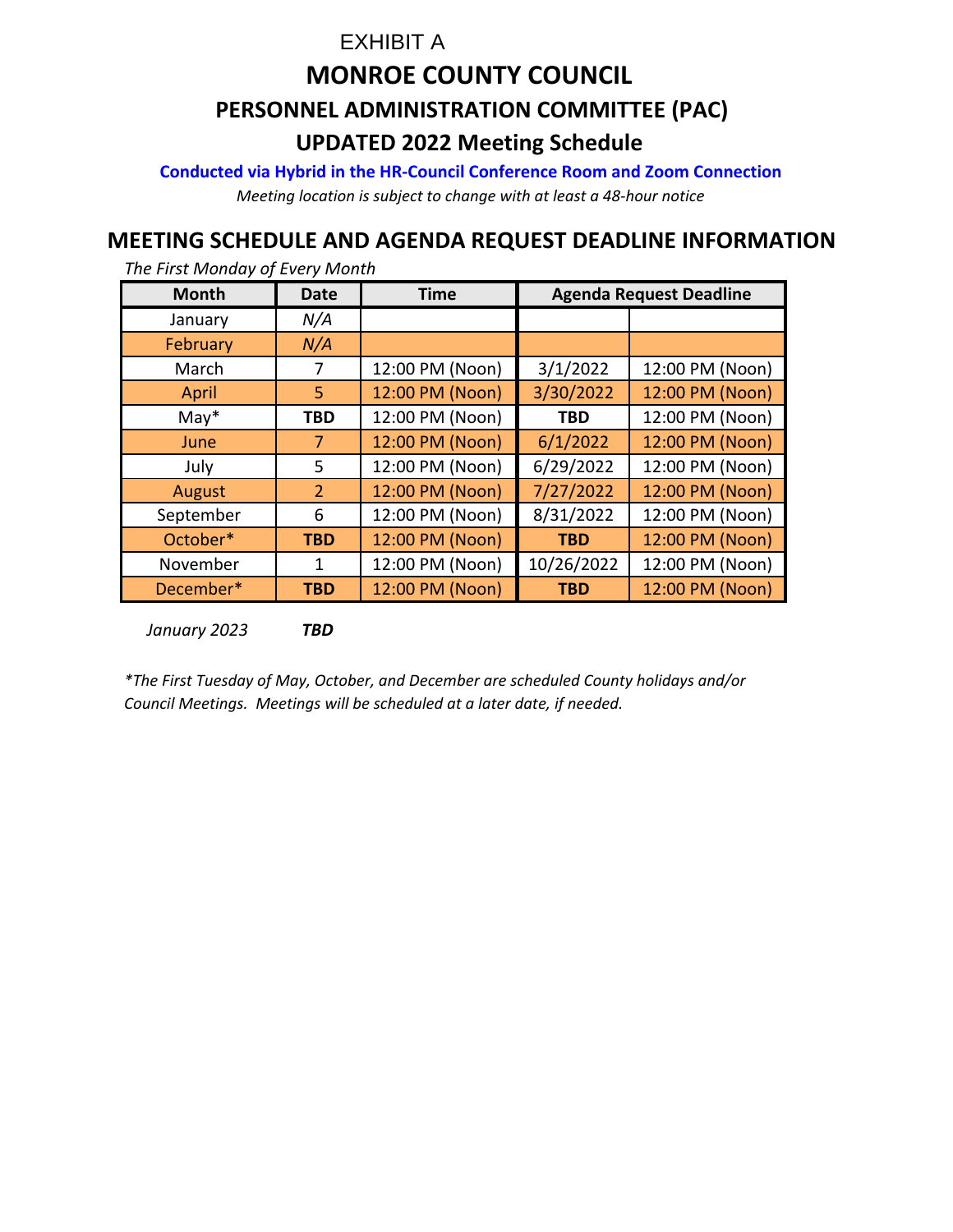EXHIBIT A

# MONROE COUNTY COUNCIL

## PERSONNEL ADMINISTRATION COMMITTEE (PAC)

## UPDATED 2022 Meeting Schedule

**Conducted via Hybrid in the HR-Council Conference Room and Zoom Connection**

*Meeting location is subject to change with at least a 48-hour notice*

## MEETING SCHEDULE AND AGENDA REQUEST DEADLINE INFORMATION

*The First Monday of Every Month*

| Month | Date | Time | Agenda Request Deadline | |
|---|---|---|---|---|
| January | *N/A* | | | |
| February | *N/A* | | | |
| March | 7 | 12:00 PM (Noon) | 3/1/2022 | 12:00 PM (Noon) |
| April | 5 | 12:00 PM (Noon) | 3/30/2022 | 12:00 PM (Noon) |
| May* | **TBD** | 12:00 PM (Noon) | **TBD** | 12:00 PM (Noon) |
| June | 7 | 12:00 PM (Noon) | 6/1/2022 | 12:00 PM (Noon) |
| July | 5 | 12:00 PM (Noon) | 6/29/2022 | 12:00 PM (Noon) |
| August | 2 | 12:00 PM (Noon) | 7/27/2022 | 12:00 PM (Noon) |
| September | 6 | 12:00 PM (Noon) | 8/31/2022 | 12:00 PM (Noon) |
| October* | **TBD** | 12:00 PM (Noon) | **TBD** | 12:00 PM (Noon) |
| November | 1 | 12:00 PM (Noon) | 10/26/2022 | 12:00 PM (Noon) |
| December* | **TBD** | 12:00 PM (Noon) | **TBD** | 12:00 PM (Noon) |

*January 2023* ***TBD***

*\*The First Tuesday of May, October, and December are scheduled County holidays and/or Council Meetings. Meetings will be scheduled at a later date, if needed.*